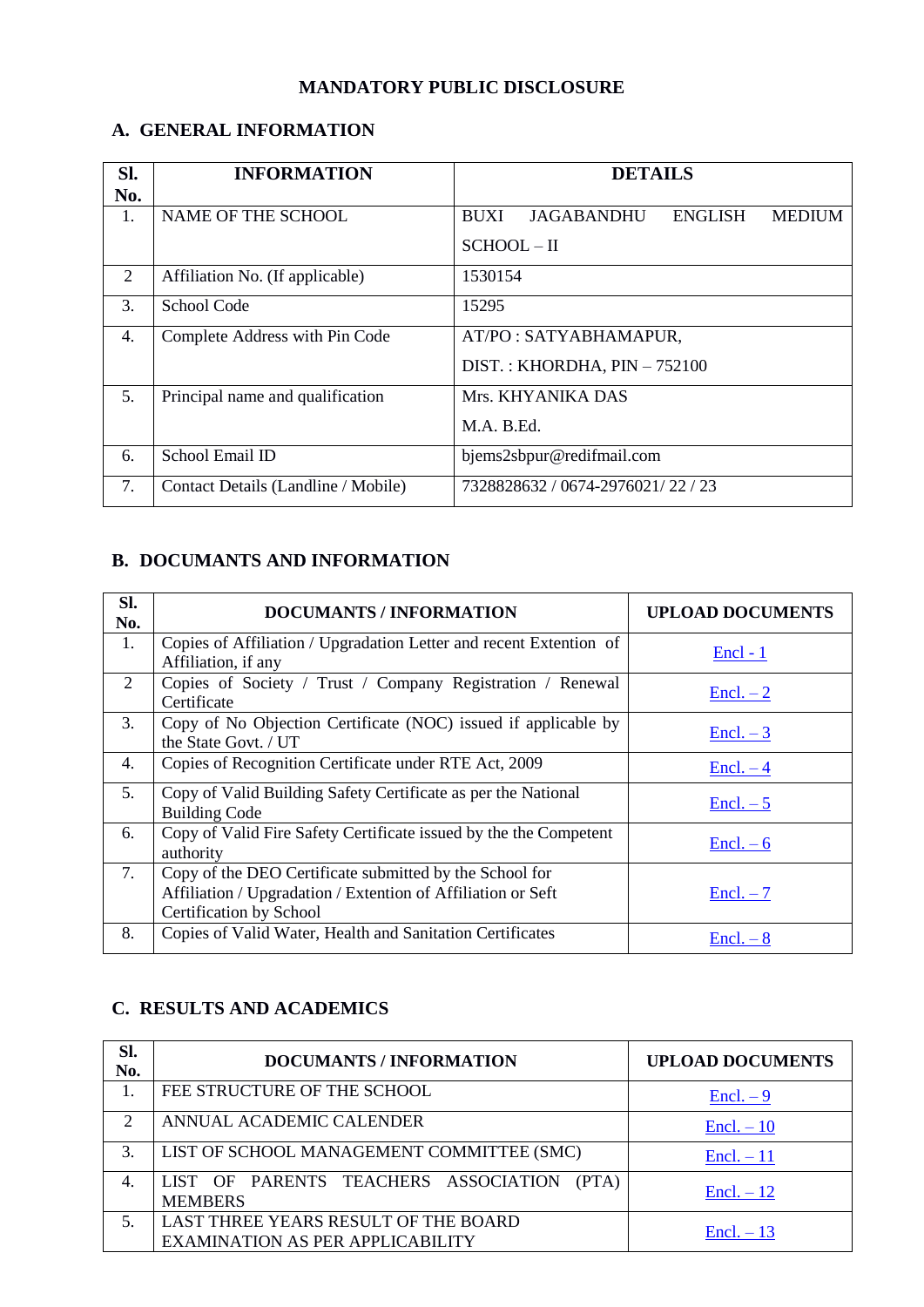# MANDATORY PUBLIC DISCLOSURE

## A. GENERAL INFORMATION

| Sl. No. | INFORMATION | DETAILS |
|---|---|---|
| 1. | NAME OF THE SCHOOL | BUXI JAGABANDHU ENGLISH MEDIUM SCHOOL – II |
| 2 | Affiliation No. (If applicable) | 1530154 |
| 3. | School Code | 15295 |
| 4. | Complete Address with Pin Code | AT/PO : SATYABHAMAPUR, DIST. : KHORDHA, PIN – 752100 |
| 5. | Principal name and qualification | Mrs. KHYANIKA DAS M.A. B.Ed. |
| 6. | School Email ID | bjems2sbpur@redifmail.com |
| 7. | Contact Details (Landline / Mobile) | 7328828632 / 0674-2976021/ 22 / 23 |

## B. DOCUMANTS AND INFORMATION

| Sl. No. | DOCUMANTS / INFORMATION | UPLOAD DOCUMENTS |
|---|---|---|
| 1. | Copies of Affiliation / Upgradation Letter and recent Extention of Affiliation, if any | Encl - 1 |
| 2 | Copies of Society / Trust / Company Registration / Renewal Certificate | Encl. – 2 |
| 3. | Copy of No Objection Certificate (NOC) issued if applicable by the State Govt. / UT | Encl. – 3 |
| 4. | Copies of Recognition Certificate under RTE Act, 2009 | Encl. – 4 |
| 5. | Copy of Valid Building Safety Certificate as per the National Building Code | Encl. – 5 |
| 6. | Copy of Valid Fire Safety Certificate issued by the the Competent authority | Encl. – 6 |
| 7. | Copy of the DEO Certificate submitted by the School for Affiliation / Upgradation / Extention of Affiliation or Seft Certification by School | Encl. – 7 |
| 8. | Copies of Valid Water, Health and Sanitation Certificates | Encl. – 8 |

## C. RESULTS AND ACADEMICS

| Sl. No. | DOCUMANTS / INFORMATION | UPLOAD DOCUMENTS |
|---|---|---|
| 1. | FEE STRUCTURE OF THE SCHOOL | Encl. – 9 |
| 2 | ANNUAL ACADEMIC CALENDER | Encl. – 10 |
| 3. | LIST OF SCHOOL MANAGEMENT COMMITTEE (SMC) | Encl. – 11 |
| 4. | LIST OF PARENTS TEACHERS ASSOCIATION (PTA) MEMBERS | Encl. – 12 |
| 5. | LAST THREE YEARS RESULT OF THE BOARD EXAMINATION AS PER APPLICABILITY | Encl. – 13 |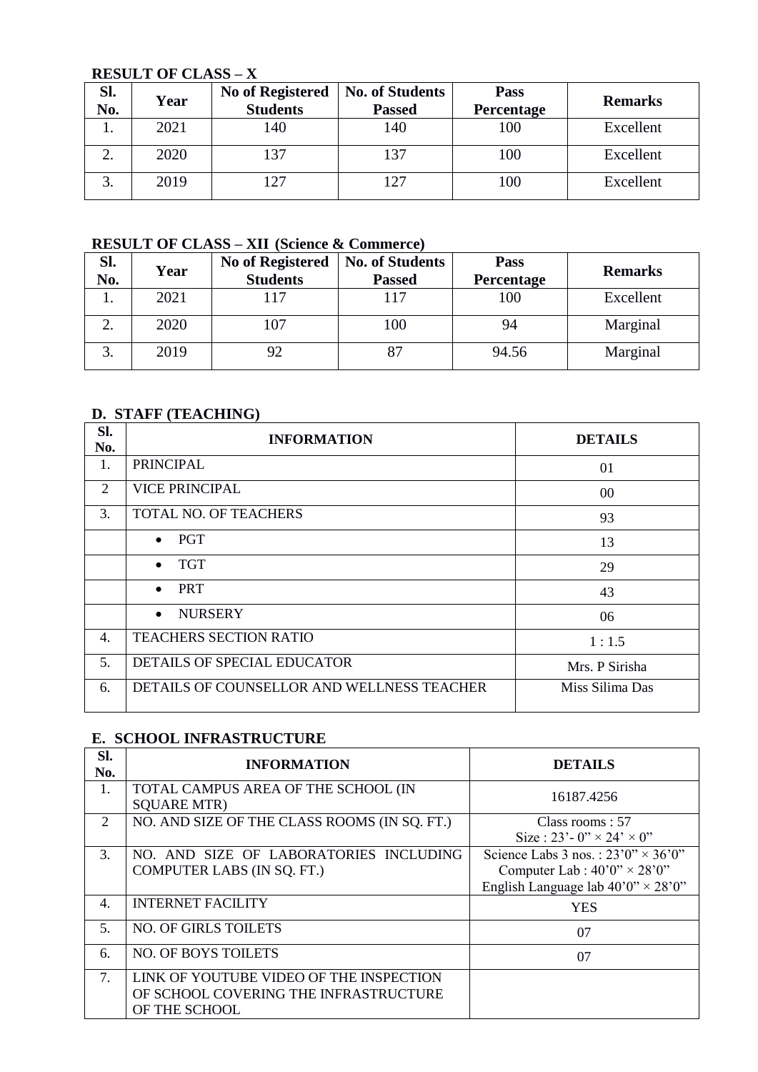**RESULT OF CLASS – X**

| Sl. No. | Year | No of Registered Students | No. of Students Passed | Pass Percentage | Remarks |
|---|---|---|---|---|---|
| 1. | 2021 | 140 | 140 | 100 | Excellent |
| 2. | 2020 | 137 | 137 | 100 | Excellent |
| 3. | 2019 | 127 | 127 | 100 | Excellent |

**RESULT OF CLASS – XII (Science & Commerce)**

| Sl. No. | Year | No of Registered Students | No. of Students Passed | Pass Percentage | Remarks |
|---|---|---|---|---|---|
| 1. | 2021 | 117 | 117 | 100 | Excellent |
| 2. | 2020 | 107 | 100 | 94 | Marginal |
| 3. | 2019 | 92 | 87 | 94.56 | Marginal |

## D. STAFF (TEACHING)

| Sl. No. | INFORMATION | DETAILS |
|---|---|---|
| 1. | PRINCIPAL | 01 |
| 2 | VICE PRINCIPAL | 00 |
| 3. | TOTAL NO. OF TEACHERS | 93 |
| | • PGT | 13 |
| | • TGT | 29 |
| | • PRT | 43 |
| | • NURSERY | 06 |
| 4. | TEACHERS SECTION RATIO | 1 : 1.5 |
| 5. | DETAILS OF SPECIAL EDUCATOR | Mrs. P Sirisha |
| 6. | DETAILS OF COUNSELLOR AND WELLNESS TEACHER | Miss Silima Das |

## E. SCHOOL INFRASTRUCTURE

| Sl. No. | INFORMATION | DETAILS |
|---|---|---|
| 1. | TOTAL CAMPUS AREA OF THE SCHOOL (IN SQUARE MTR) | 16187.4256 |
| 2 | NO. AND SIZE OF THE CLASS ROOMS (IN SQ. FT.) | Class rooms : 57<br>Size : 23'- 0" × 24' × 0" |
| 3. | NO. AND SIZE OF LABORATORIES INCLUDING COMPUTER LABS (IN SQ. FT.) | Science Labs 3 nos. : 23'0" × 36'0"<br>Computer Lab : 40'0" × 28'0"<br>English Language lab 40'0" × 28'0" |
| 4. | INTERNET FACILITY | YES |
| 5. | NO. OF GIRLS TOILETS | 07 |
| 6. | NO. OF BOYS TOILETS | 07 |
| 7. | LINK OF YOUTUBE VIDEO OF THE INSPECTION OF SCHOOL COVERING THE INFRASTRUCTURE OF THE SCHOOL | |